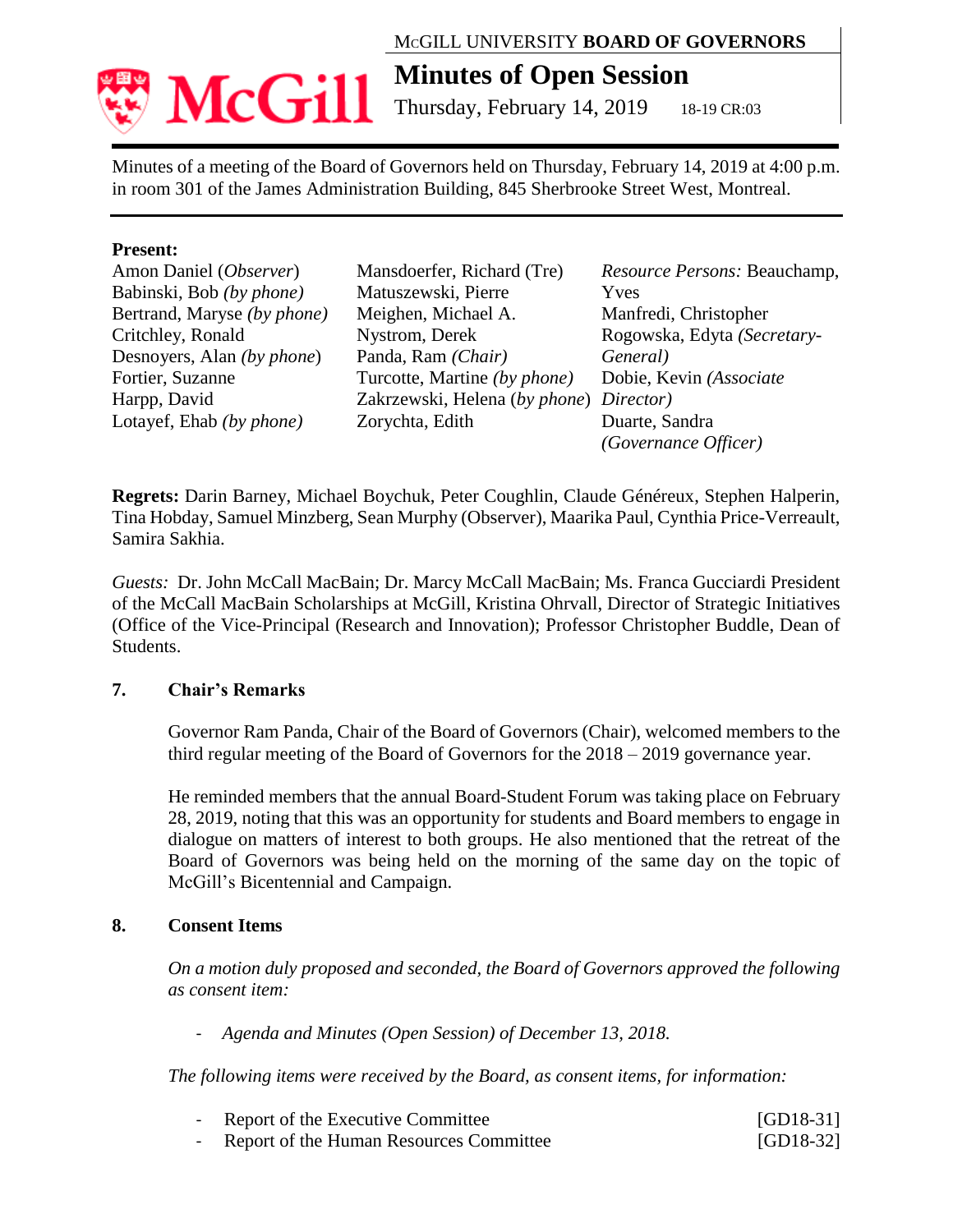McGILL UNIVERSITY **BOARD OF GOVERNORS**

# Minutes of Open Session

Thursday, February 14, 2019 18-19 CR:03

Minutes of a meeting of the Board of Governors held on Thursday, February 14, 2019 at 4:00 p.m. in room 301 of the James Administration Building, 845 Sherbrooke Street West, Montreal.

**Present:**

Amon Daniel (*Observer*)
Babinski, Bob *(by phone)*
Bertrand, Maryse *(by phone)*
Critchley, Ronald
Desnoyers, Alan *(by phone)*
Fortier, Suzanne
Harpp, David
Lotayef, Ehab *(by phone)*
Mansdoerfer, Richard (Tre)
Matuszewski, Pierre
Meighen, Michael A.
Nystrom, Derek
Panda, Ram *(Chair)*
Turcotte, Martine *(by phone)*
Zakrzewski, Helena (*by phone*)
Zorychta, Edith

*Resource Persons:* Beauchamp, Yves
Manfredi, Christopher
Rogowska, Edyta *(Secretary-General)*
Dobie, Kevin *(Associate Director)*
Duarte, Sandra *(Governance Officer)*

**Regrets:** Darin Barney, Michael Boychuk, Peter Coughlin, Claude Généreux, Stephen Halperin, Tina Hobday, Samuel Minzberg, Sean Murphy (Observer), Maarika Paul, Cynthia Price-Verreault, Samira Sakhia.

*Guests:* Dr. John McCall MacBain; Dr. Marcy McCall MacBain; Ms. Franca Gucciardi President of the McCall MacBain Scholarships at McGill, Kristina Ohrvall, Director of Strategic Initiatives (Office of the Vice-Principal (Research and Innovation); Professor Christopher Buddle, Dean of Students.

## 7. Chair's Remarks

Governor Ram Panda, Chair of the Board of Governors (Chair), welcomed members to the third regular meeting of the Board of Governors for the 2018 – 2019 governance year.

He reminded members that the annual Board-Student Forum was taking place on February 28, 2019, noting that this was an opportunity for students and Board members to engage in dialogue on matters of interest to both groups. He also mentioned that the retreat of the Board of Governors was being held on the morning of the same day on the topic of McGill's Bicentennial and Campaign.

## 8. Consent Items

*On a motion duly proposed and seconded, the Board of Governors approved the following as consent item:*

- *Agenda and Minutes (Open Session) of December 13, 2018.*

*The following items were received by the Board, as consent items, for information:*

- Report of the Executive Committee [GD18-31]
- Report of the Human Resources Committee [GD18-32]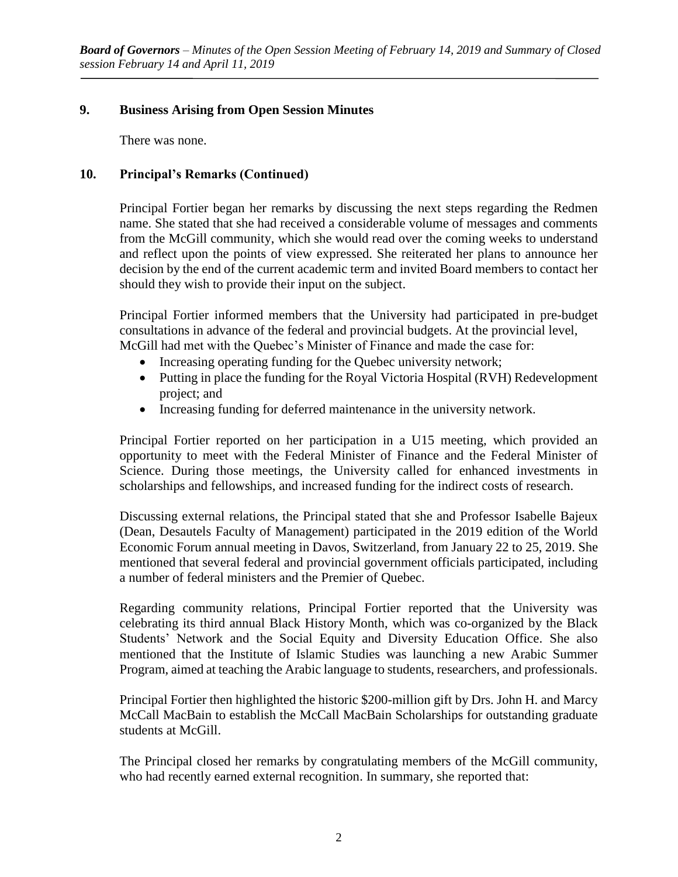## 9. Business Arising from Open Session Minutes

There was none.

## 10. Principal's Remarks (Continued)

Principal Fortier began her remarks by discussing the next steps regarding the Redmen name. She stated that she had received a considerable volume of messages and comments from the McGill community, which she would read over the coming weeks to understand and reflect upon the points of view expressed. She reiterated her plans to announce her decision by the end of the current academic term and invited Board members to contact her should they wish to provide their input on the subject.

Principal Fortier informed members that the University had participated in pre-budget consultations in advance of the federal and provincial budgets. At the provincial level, McGill had met with the Quebec's Minister of Finance and made the case for:

- Increasing operating funding for the Quebec university network;
- Putting in place the funding for the Royal Victoria Hospital (RVH) Redevelopment project; and
- Increasing funding for deferred maintenance in the university network.

Principal Fortier reported on her participation in a U15 meeting, which provided an opportunity to meet with the Federal Minister of Finance and the Federal Minister of Science. During those meetings, the University called for enhanced investments in scholarships and fellowships, and increased funding for the indirect costs of research.

Discussing external relations, the Principal stated that she and Professor Isabelle Bajeux (Dean, Desautels Faculty of Management) participated in the 2019 edition of the World Economic Forum annual meeting in Davos, Switzerland, from January 22 to 25, 2019. She mentioned that several federal and provincial government officials participated, including a number of federal ministers and the Premier of Quebec.

Regarding community relations, Principal Fortier reported that the University was celebrating its third annual Black History Month, which was co-organized by the Black Students' Network and the Social Equity and Diversity Education Office. She also mentioned that the Institute of Islamic Studies was launching a new Arabic Summer Program, aimed at teaching the Arabic language to students, researchers, and professionals.

Principal Fortier then highlighted the historic \$200-million gift by Drs. John H. and Marcy McCall MacBain to establish the McCall MacBain Scholarships for outstanding graduate students at McGill.

The Principal closed her remarks by congratulating members of the McGill community, who had recently earned external recognition. In summary, she reported that: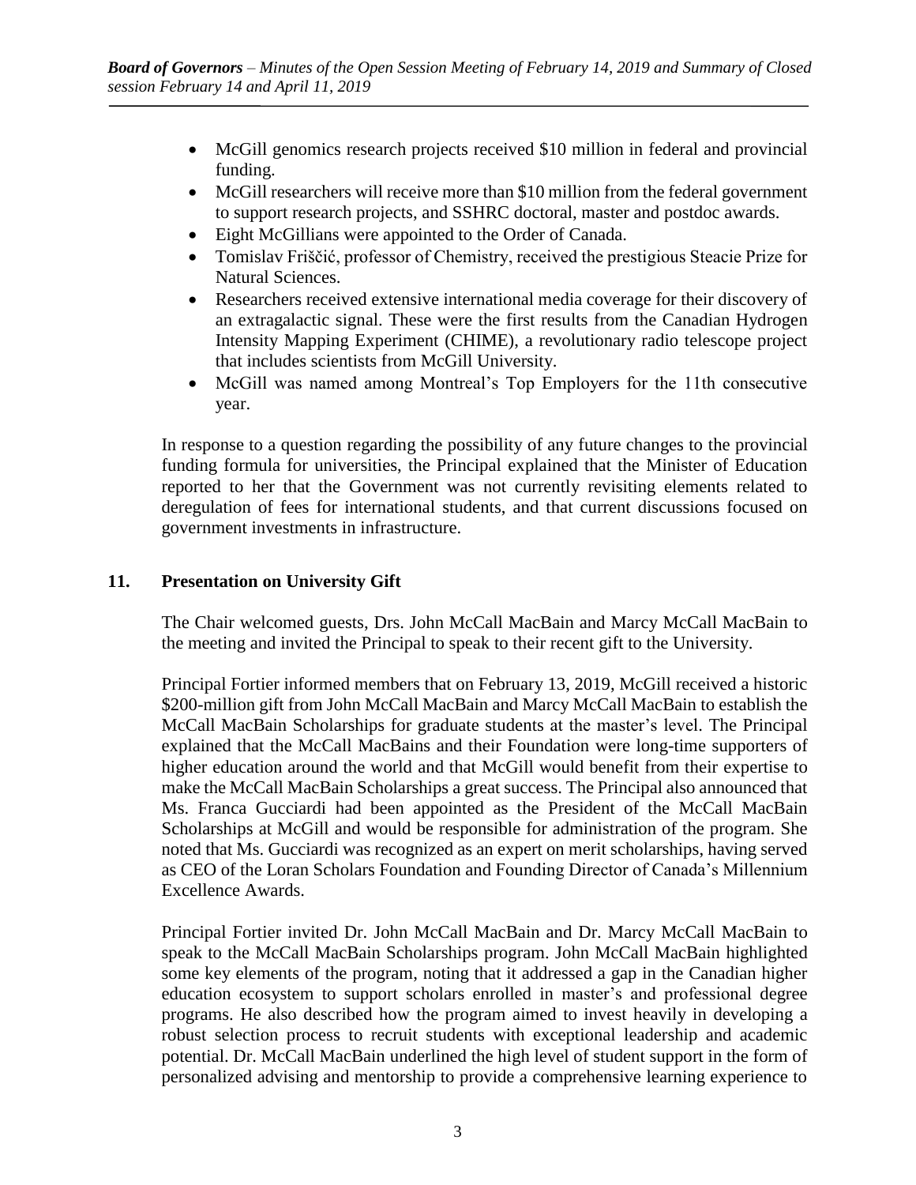- McGill genomics research projects received \$10 million in federal and provincial funding.
- McGill researchers will receive more than \$10 million from the federal government to support research projects, and SSHRC doctoral, master and postdoc awards.
- Eight McGillians were appointed to the Order of Canada.
- Tomislav Friščić, professor of Chemistry, received the prestigious Steacie Prize for Natural Sciences.
- Researchers received extensive international media coverage for their discovery of an extragalactic signal. These were the first results from the Canadian Hydrogen Intensity Mapping Experiment (CHIME), a revolutionary radio telescope project that includes scientists from McGill University.
- McGill was named among Montreal's Top Employers for the 11th consecutive year.

In response to a question regarding the possibility of any future changes to the provincial funding formula for universities, the Principal explained that the Minister of Education reported to her that the Government was not currently revisiting elements related to deregulation of fees for international students, and that current discussions focused on government investments in infrastructure.

## 11. Presentation on University Gift

The Chair welcomed guests, Drs. John McCall MacBain and Marcy McCall MacBain to the meeting and invited the Principal to speak to their recent gift to the University.

Principal Fortier informed members that on February 13, 2019, McGill received a historic \$200-million gift from John McCall MacBain and Marcy McCall MacBain to establish the McCall MacBain Scholarships for graduate students at the master's level. The Principal explained that the McCall MacBains and their Foundation were long-time supporters of higher education around the world and that McGill would benefit from their expertise to make the McCall MacBain Scholarships a great success. The Principal also announced that Ms. Franca Gucciardi had been appointed as the President of the McCall MacBain Scholarships at McGill and would be responsible for administration of the program. She noted that Ms. Gucciardi was recognized as an expert on merit scholarships, having served as CEO of the Loran Scholars Foundation and Founding Director of Canada's Millennium Excellence Awards.

Principal Fortier invited Dr. John McCall MacBain and Dr. Marcy McCall MacBain to speak to the McCall MacBain Scholarships program. John McCall MacBain highlighted some key elements of the program, noting that it addressed a gap in the Canadian higher education ecosystem to support scholars enrolled in master's and professional degree programs. He also described how the program aimed to invest heavily in developing a robust selection process to recruit students with exceptional leadership and academic potential. Dr. McCall MacBain underlined the high level of student support in the form of personalized advising and mentorship to provide a comprehensive learning experience to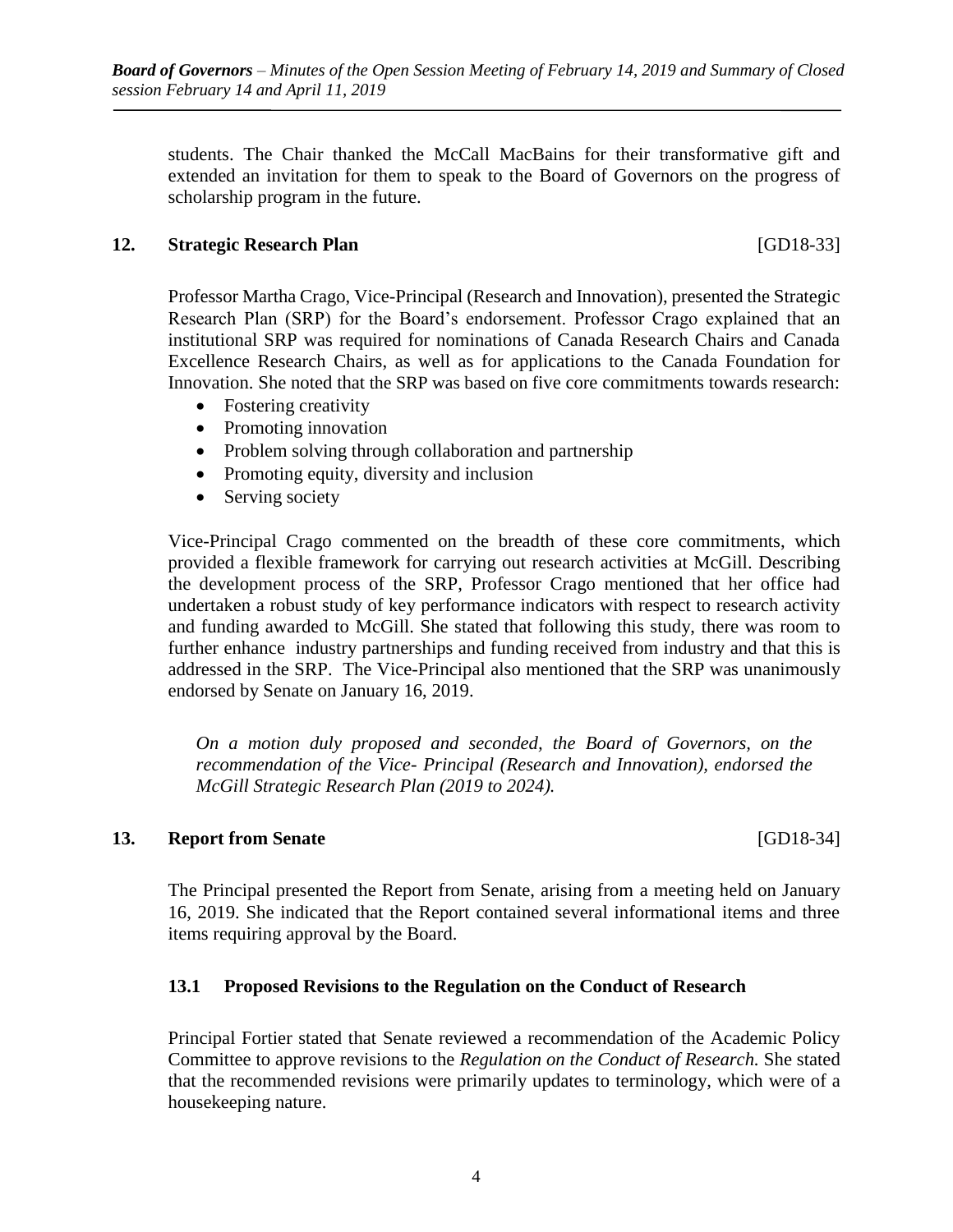students. The Chair thanked the McCall MacBains for their transformative gift and extended an invitation for them to speak to the Board of Governors on the progress of scholarship program in the future.

## 12. Strategic Research Plan [GD18-33]

Professor Martha Crago, Vice-Principal (Research and Innovation), presented the Strategic Research Plan (SRP) for the Board's endorsement. Professor Crago explained that an institutional SRP was required for nominations of Canada Research Chairs and Canada Excellence Research Chairs, as well as for applications to the Canada Foundation for Innovation. She noted that the SRP was based on five core commitments towards research:

- Fostering creativity
- Promoting innovation
- Problem solving through collaboration and partnership
- Promoting equity, diversity and inclusion
- Serving society

Vice-Principal Crago commented on the breadth of these core commitments, which provided a flexible framework for carrying out research activities at McGill. Describing the development process of the SRP, Professor Crago mentioned that her office had undertaken a robust study of key performance indicators with respect to research activity and funding awarded to McGill. She stated that following this study, there was room to further enhance industry partnerships and funding received from industry and that this is addressed in the SRP. The Vice-Principal also mentioned that the SRP was unanimously endorsed by Senate on January 16, 2019.

*On a motion duly proposed and seconded, the Board of Governors, on the recommendation of the Vice- Principal (Research and Innovation), endorsed the McGill Strategic Research Plan (2019 to 2024).*

## 13. Report from Senate [GD18-34]

The Principal presented the Report from Senate, arising from a meeting held on January 16, 2019. She indicated that the Report contained several informational items and three items requiring approval by the Board.

### 13.1 Proposed Revisions to the Regulation on the Conduct of Research

Principal Fortier stated that Senate reviewed a recommendation of the Academic Policy Committee to approve revisions to the *Regulation on the Conduct of Research.* She stated that the recommended revisions were primarily updates to terminology, which were of a housekeeping nature.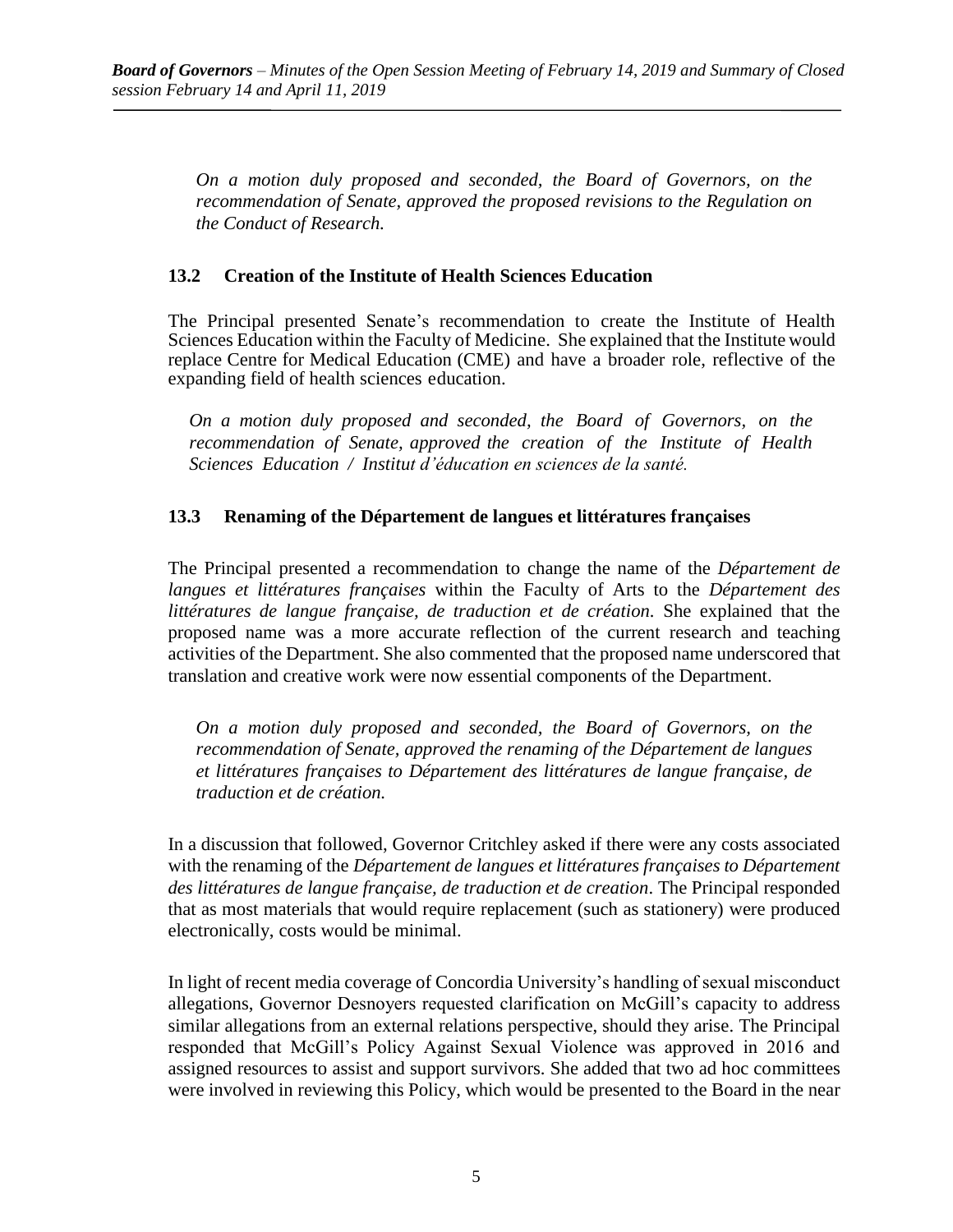*On a motion duly proposed and seconded, the Board of Governors, on the recommendation of Senate, approved the proposed revisions to the Regulation on the Conduct of Research.*

### 13.2 Creation of the Institute of Health Sciences Education

The Principal presented Senate's recommendation to create the Institute of Health Sciences Education within the Faculty of Medicine. She explained that the Institute would replace Centre for Medical Education (CME) and have a broader role, reflective of the expanding field of health sciences education.

*On a motion duly proposed and seconded, the Board of Governors, on the recommendation of Senate, approved the creation of the Institute of Health Sciences Education / Institut d'éducation en sciences de la santé.*

### 13.3 Renaming of the Département de langues et littératures françaises

The Principal presented a recommendation to change the name of the *Département de langues et littératures françaises* within the Faculty of Arts to the *Département des littératures de langue française, de traduction et de création*. She explained that the proposed name was a more accurate reflection of the current research and teaching activities of the Department. She also commented that the proposed name underscored that translation and creative work were now essential components of the Department.

*On a motion duly proposed and seconded, the Board of Governors, on the recommendation of Senate, approved the renaming of the Département de langues et littératures françaises to Département des littératures de langue française, de traduction et de création.*

In a discussion that followed, Governor Critchley asked if there were any costs associated with the renaming of the *Département de langues et littératures françaises to Département des littératures de langue française, de traduction et de creation*. The Principal responded that as most materials that would require replacement (such as stationery) were produced electronically, costs would be minimal.

In light of recent media coverage of Concordia University's handling of sexual misconduct allegations, Governor Desnoyers requested clarification on McGill's capacity to address similar allegations from an external relations perspective, should they arise. The Principal responded that McGill's Policy Against Sexual Violence was approved in 2016 and assigned resources to assist and support survivors. She added that two ad hoc committees were involved in reviewing this Policy, which would be presented to the Board in the near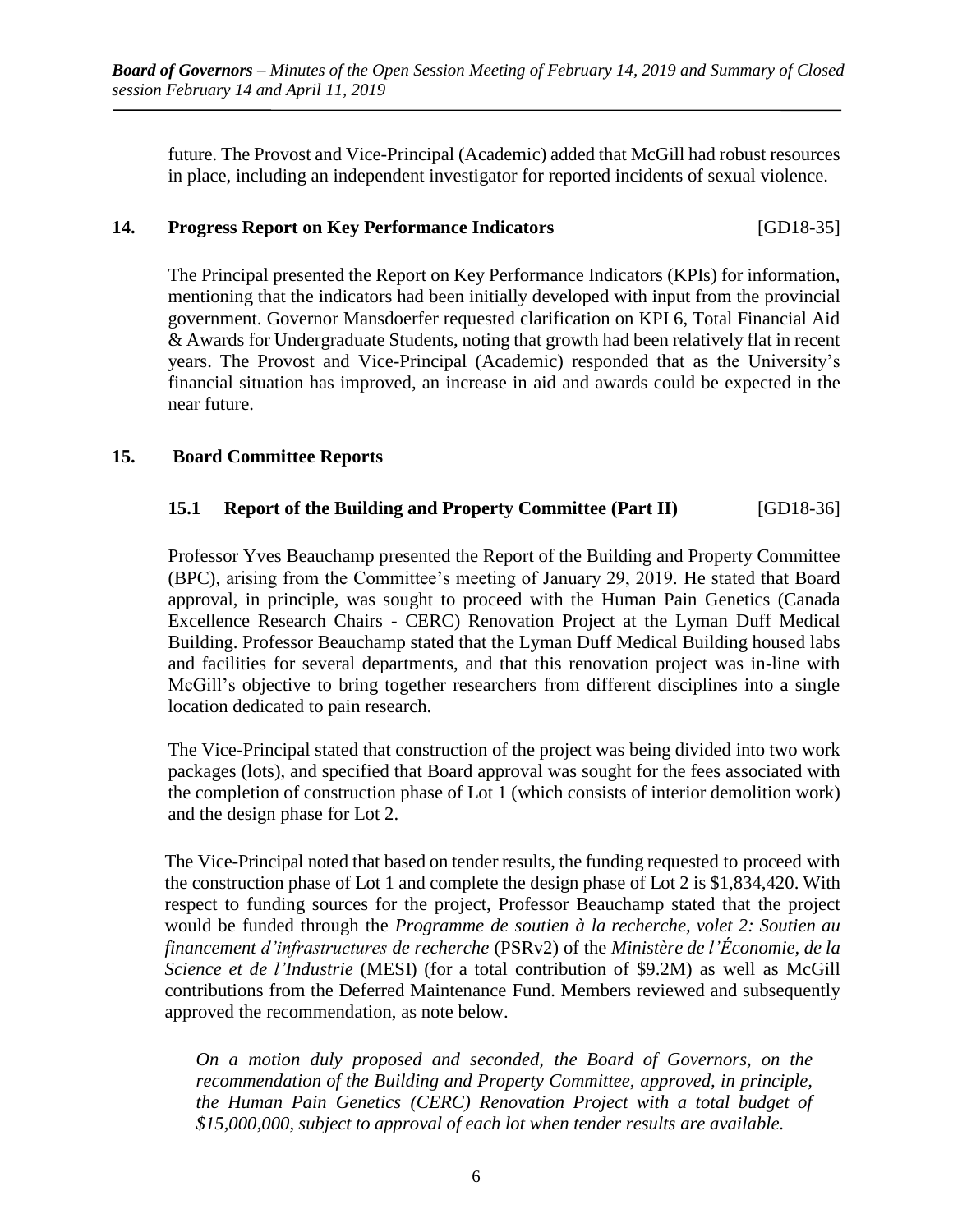future. The Provost and Vice-Principal (Academic) added that McGill had robust resources in place, including an independent investigator for reported incidents of sexual violence.

## 14. Progress Report on Key Performance Indicators [GD18-35]

The Principal presented the Report on Key Performance Indicators (KPIs) for information, mentioning that the indicators had been initially developed with input from the provincial government. Governor Mansdoerfer requested clarification on KPI 6, Total Financial Aid & Awards for Undergraduate Students, noting that growth had been relatively flat in recent years. The Provost and Vice-Principal (Academic) responded that as the University's financial situation has improved, an increase in aid and awards could be expected in the near future.

## 15. Board Committee Reports

### 15.1 Report of the Building and Property Committee (Part II) [GD18-36]

Professor Yves Beauchamp presented the Report of the Building and Property Committee (BPC), arising from the Committee's meeting of January 29, 2019. He stated that Board approval, in principle, was sought to proceed with the Human Pain Genetics (Canada Excellence Research Chairs - CERC) Renovation Project at the Lyman Duff Medical Building. Professor Beauchamp stated that the Lyman Duff Medical Building housed labs and facilities for several departments, and that this renovation project was in-line with McGill's objective to bring together researchers from different disciplines into a single location dedicated to pain research.

The Vice-Principal stated that construction of the project was being divided into two work packages (lots), and specified that Board approval was sought for the fees associated with the completion of construction phase of Lot 1 (which consists of interior demolition work) and the design phase for Lot 2.

The Vice-Principal noted that based on tender results, the funding requested to proceed with the construction phase of Lot 1 and complete the design phase of Lot 2 is $1,834,420. With respect to funding sources for the project, Professor Beauchamp stated that the project would be funded through the *Programme de soutien à la recherche, volet 2: Soutien au financement d'infrastructures de recherche* (PSRv2) of the *Ministère de l'Économie, de la Science et de l'Industrie* (MESI) (for a total contribution of $9.2M) as well as McGill contributions from the Deferred Maintenance Fund. Members reviewed and subsequently approved the recommendation, as note below.

*On a motion duly proposed and seconded, the Board of Governors, on the recommendation of the Building and Property Committee, approved, in principle, the Human Pain Genetics (CERC) Renovation Project with a total budget of $15,000,000, subject to approval of each lot when tender results are available.*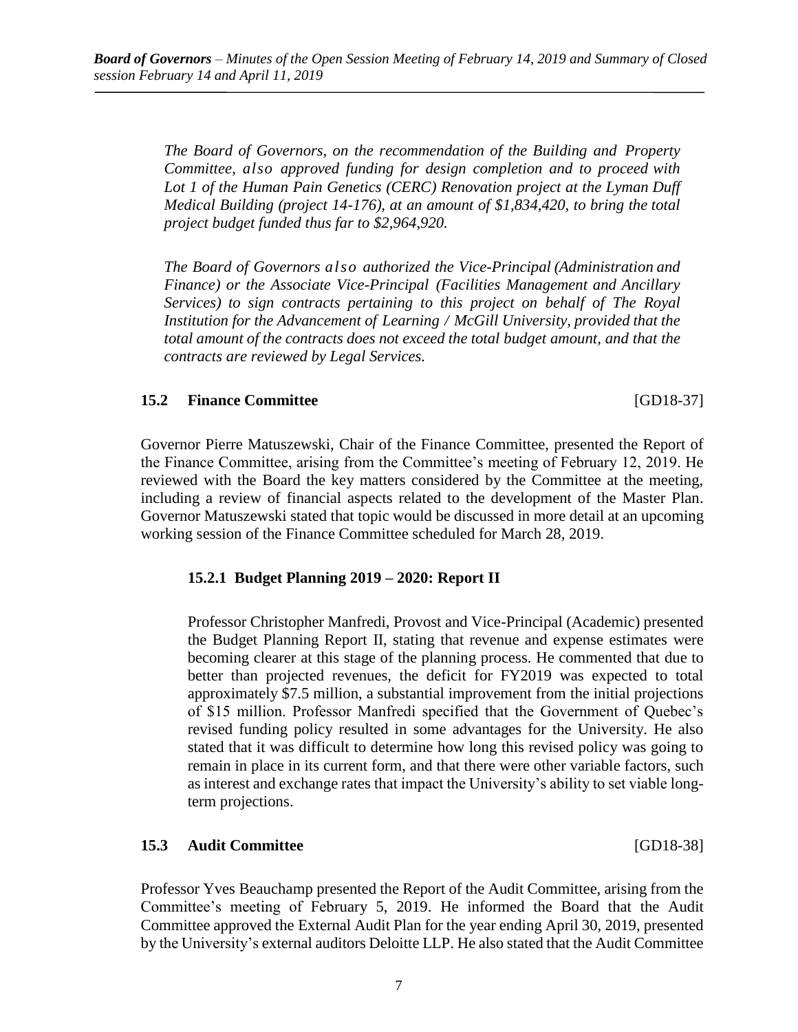*The Board of Governors, on the recommendation of the Building and Property Committee, also approved funding for design completion and to proceed with Lot 1 of the Human Pain Genetics (CERC) Renovation project at the Lyman Duff Medical Building (project 14-176), at an amount of $1,834,420, to bring the total project budget funded thus far to $2,964,920.*

*The Board of Governors also authorized the Vice-Principal (Administration and Finance) or the Associate Vice-Principal (Facilities Management and Ancillary Services) to sign contracts pertaining to this project on behalf of The Royal Institution for the Advancement of Learning / McGill University, provided that the total amount of the contracts does not exceed the total budget amount, and that the contracts are reviewed by Legal Services.*

### 15.2 Finance Committee [GD18-37]

Governor Pierre Matuszewski, Chair of the Finance Committee, presented the Report of the Finance Committee, arising from the Committee's meeting of February 12, 2019. He reviewed with the Board the key matters considered by the Committee at the meeting, including a review of financial aspects related to the development of the Master Plan. Governor Matuszewski stated that topic would be discussed in more detail at an upcoming working session of the Finance Committee scheduled for March 28, 2019.

#### 15.2.1 Budget Planning 2019 – 2020: Report II

Professor Christopher Manfredi, Provost and Vice-Principal (Academic) presented the Budget Planning Report II, stating that revenue and expense estimates were becoming clearer at this stage of the planning process. He commented that due to better than projected revenues, the deficit for FY2019 was expected to total approximately $7.5 million, a substantial improvement from the initial projections of $15 million. Professor Manfredi specified that the Government of Quebec's revised funding policy resulted in some advantages for the University. He also stated that it was difficult to determine how long this revised policy was going to remain in place in its current form, and that there were other variable factors, such as interest and exchange rates that impact the University's ability to set viable long-term projections.

### 15.3 Audit Committee [GD18-38]

Professor Yves Beauchamp presented the Report of the Audit Committee, arising from the Committee's meeting of February 5, 2019. He informed the Board that the Audit Committee approved the External Audit Plan for the year ending April 30, 2019, presented by the University's external auditors Deloitte LLP. He also stated that the Audit Committee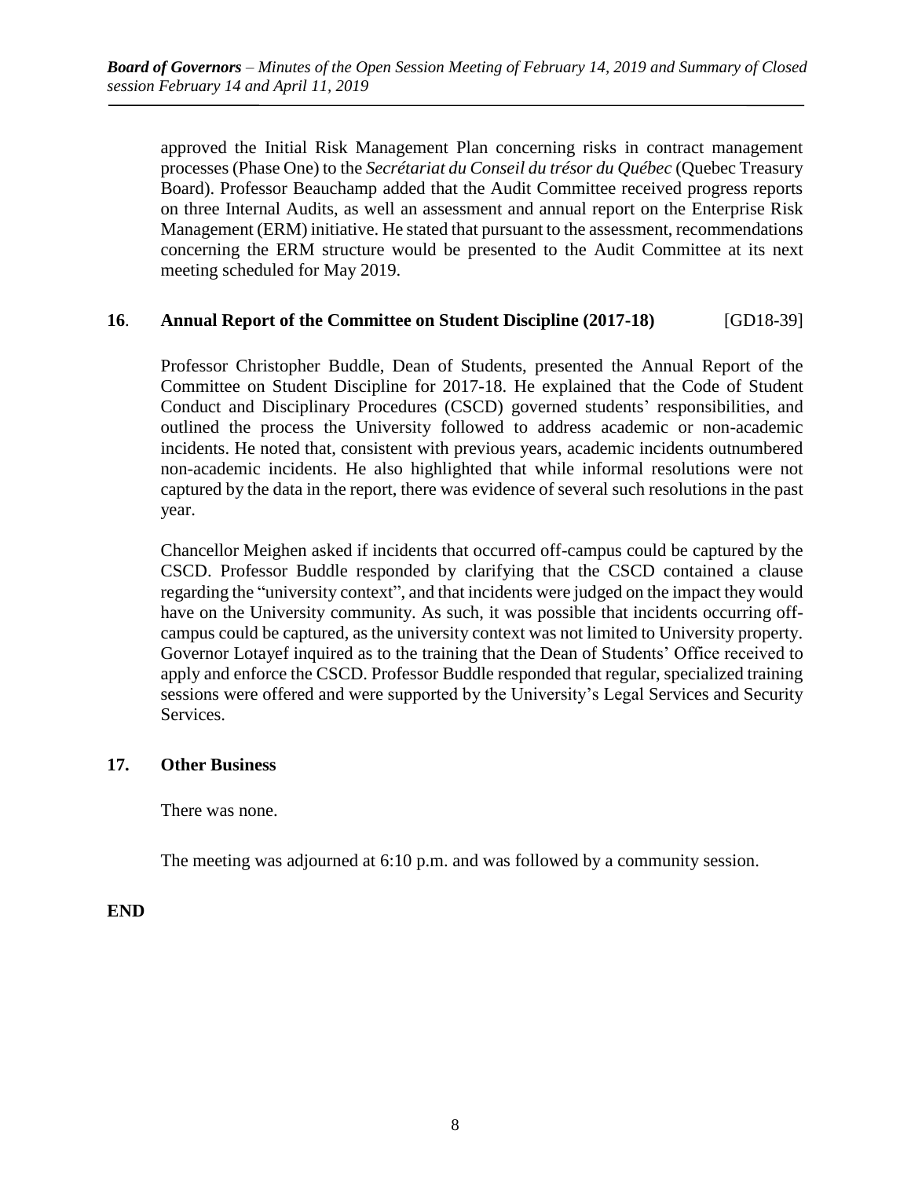approved the Initial Risk Management Plan concerning risks in contract management processes (Phase One) to the *Secrétariat du Conseil du trésor du Québec* (Quebec Treasury Board). Professor Beauchamp added that the Audit Committee received progress reports on three Internal Audits, as well an assessment and annual report on the Enterprise Risk Management (ERM) initiative. He stated that pursuant to the assessment, recommendations concerning the ERM structure would be presented to the Audit Committee at its next meeting scheduled for May 2019.

## 16. Annual Report of the Committee on Student Discipline (2017-18) [GD18-39]

Professor Christopher Buddle, Dean of Students, presented the Annual Report of the Committee on Student Discipline for 2017-18. He explained that the Code of Student Conduct and Disciplinary Procedures (CSCD) governed students' responsibilities, and outlined the process the University followed to address academic or non-academic incidents. He noted that, consistent with previous years, academic incidents outnumbered non-academic incidents. He also highlighted that while informal resolutions were not captured by the data in the report, there was evidence of several such resolutions in the past year.

Chancellor Meighen asked if incidents that occurred off-campus could be captured by the CSCD. Professor Buddle responded by clarifying that the CSCD contained a clause regarding the "university context", and that incidents were judged on the impact they would have on the University community. As such, it was possible that incidents occurring off-campus could be captured, as the university context was not limited to University property. Governor Lotayef inquired as to the training that the Dean of Students' Office received to apply and enforce the CSCD. Professor Buddle responded that regular, specialized training sessions were offered and were supported by the University's Legal Services and Security Services.

## 17. Other Business

There was none.

The meeting was adjourned at 6:10 p.m. and was followed by a community session.

**END**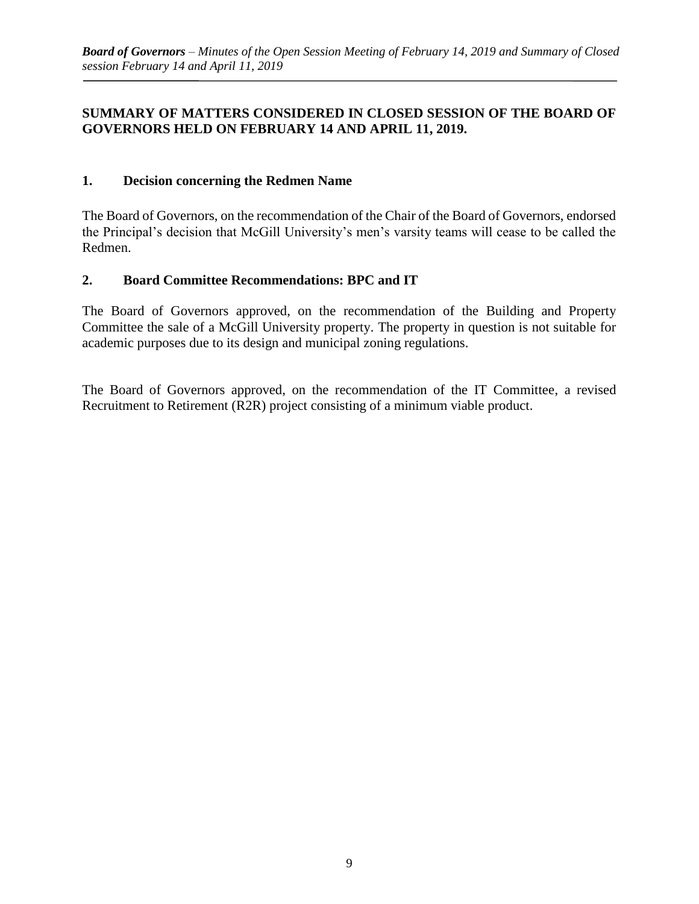**SUMMARY OF MATTERS CONSIDERED IN CLOSED SESSION OF THE BOARD OF GOVERNORS HELD ON FEBRUARY 14 AND APRIL 11, 2019.**

## 1. Decision concerning the Redmen Name

The Board of Governors, on the recommendation of the Chair of the Board of Governors, endorsed the Principal's decision that McGill University's men's varsity teams will cease to be called the Redmen.

## 2. Board Committee Recommendations: BPC and IT

The Board of Governors approved, on the recommendation of the Building and Property Committee the sale of a McGill University property. The property in question is not suitable for academic purposes due to its design and municipal zoning regulations.

The Board of Governors approved, on the recommendation of the IT Committee, a revised Recruitment to Retirement (R2R) project consisting of a minimum viable product.